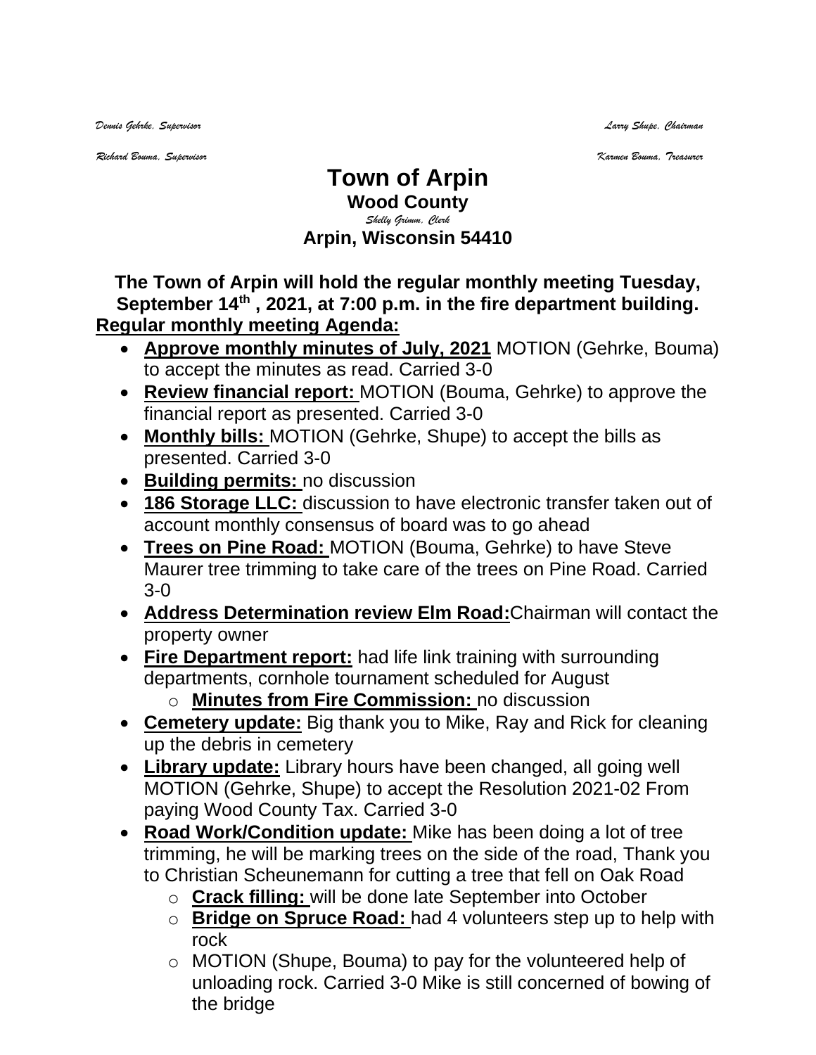*Dennis Gehrke, Supervisor* *Larry Shupe, Chairman*

*Richard Bouma, Supervisor* *Karmen Bouma, Treasurer*

# Town of Arpin

**Wood County**

*Shelly Grimm, Clerk*

**Arpin, Wisconsin 54410**

**The Town of Arpin will hold the regular monthly meeting Tuesday, September 14th , 2021, at 7:00 p.m. in the fire department building.**

**Regular monthly meeting Agenda:**

- **Approve monthly minutes of July, 2021** MOTION (Gehrke, Bouma) to accept the minutes as read. Carried 3-0
- **Review financial report:** MOTION (Bouma, Gehrke) to approve the financial report as presented. Carried 3-0
- **Monthly bills:** MOTION (Gehrke, Shupe) to accept the bills as presented. Carried 3-0
- **Building permits:** no discussion
- **186 Storage LLC:** discussion to have electronic transfer taken out of account monthly consensus of board was to go ahead
- **Trees on Pine Road:** MOTION (Bouma, Gehrke) to have Steve Maurer tree trimming to take care of the trees on Pine Road. Carried 3-0
- **Address Determination review Elm Road:** Chairman will contact the property owner
- **Fire Department report:** had life link training with surrounding departments, cornhole tournament scheduled for August
  - **Minutes from Fire Commission:** no discussion
- **Cemetery update:** Big thank you to Mike, Ray and Rick for cleaning up the debris in cemetery
- **Library update:** Library hours have been changed, all going well MOTION (Gehrke, Shupe) to accept the Resolution 2021-02 From paying Wood County Tax. Carried 3-0
- **Road Work/Condition update:** Mike has been doing a lot of tree trimming, he will be marking trees on the side of the road, Thank you to Christian Scheunemann for cutting a tree that fell on Oak Road
  - **Crack filling:** will be done late September into October
  - **Bridge on Spruce Road:** had 4 volunteers step up to help with rock
  - MOTION (Shupe, Bouma) to pay for the volunteered help of unloading rock. Carried 3-0 Mike is still concerned of bowing of the bridge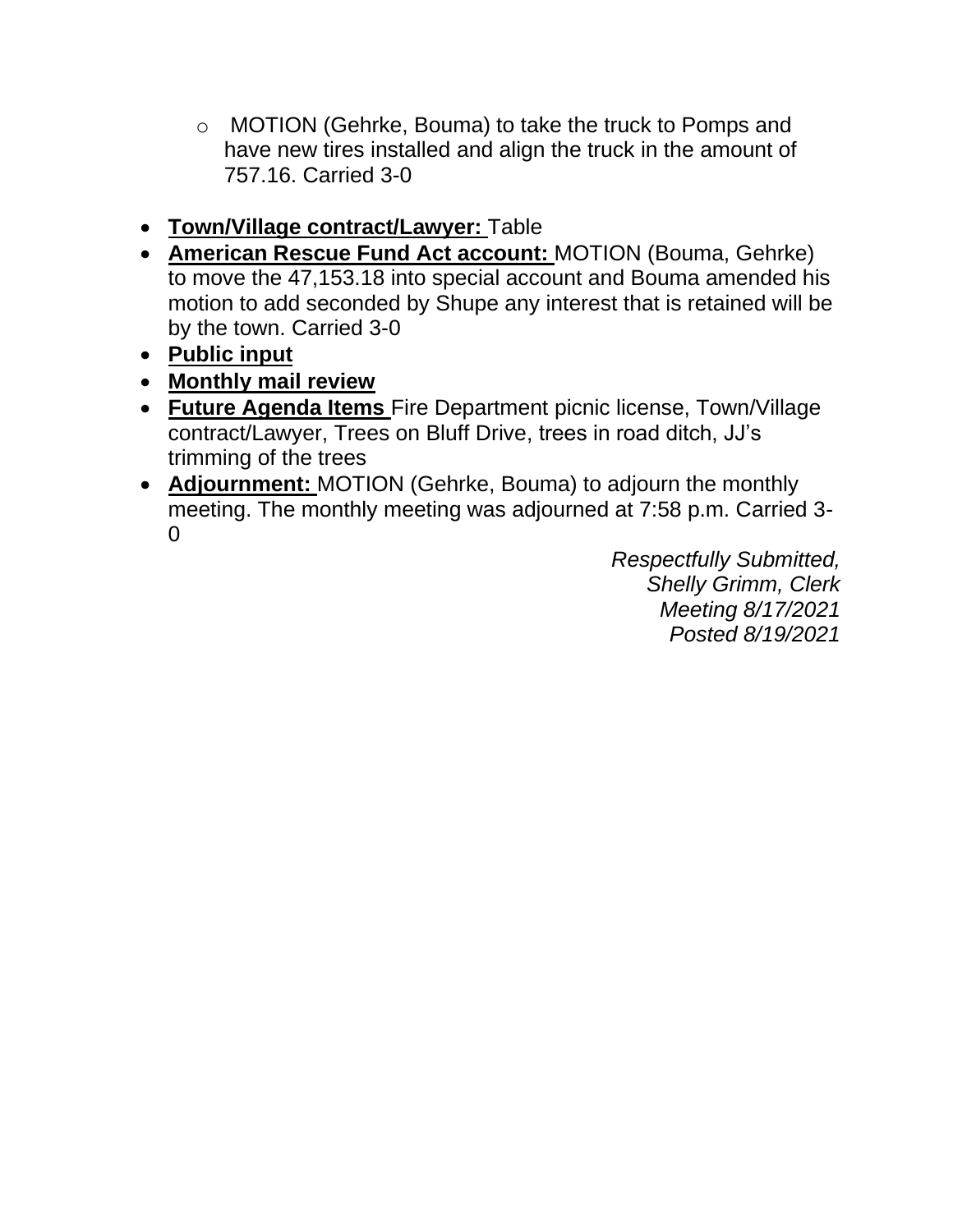- MOTION (Gehrke, Bouma) to take the truck to Pomps and have new tires installed and align the truck in the amount of 757.16. Carried 3-0

- **Town/Village contract/Lawyer:** Table
- **American Rescue Fund Act account:** MOTION (Bouma, Gehrke) to move the 47,153.18 into special account and Bouma amended his motion to add seconded by Shupe any interest that is retained will be by the town. Carried 3-0
- **Public input**
- **Monthly mail review**
- **Future Agenda Items** Fire Department picnic license, Town/Village contract/Lawyer, Trees on Bluff Drive, trees in road ditch, JJ's trimming of the trees
- **Adjournment:** MOTION (Gehrke, Bouma) to adjourn the monthly meeting. The monthly meeting was adjourned at 7:58 p.m. Carried 3-0

*Respectfully Submitted,*
*Shelly Grimm, Clerk*
*Meeting 8/17/2021*
*Posted 8/19/2021*